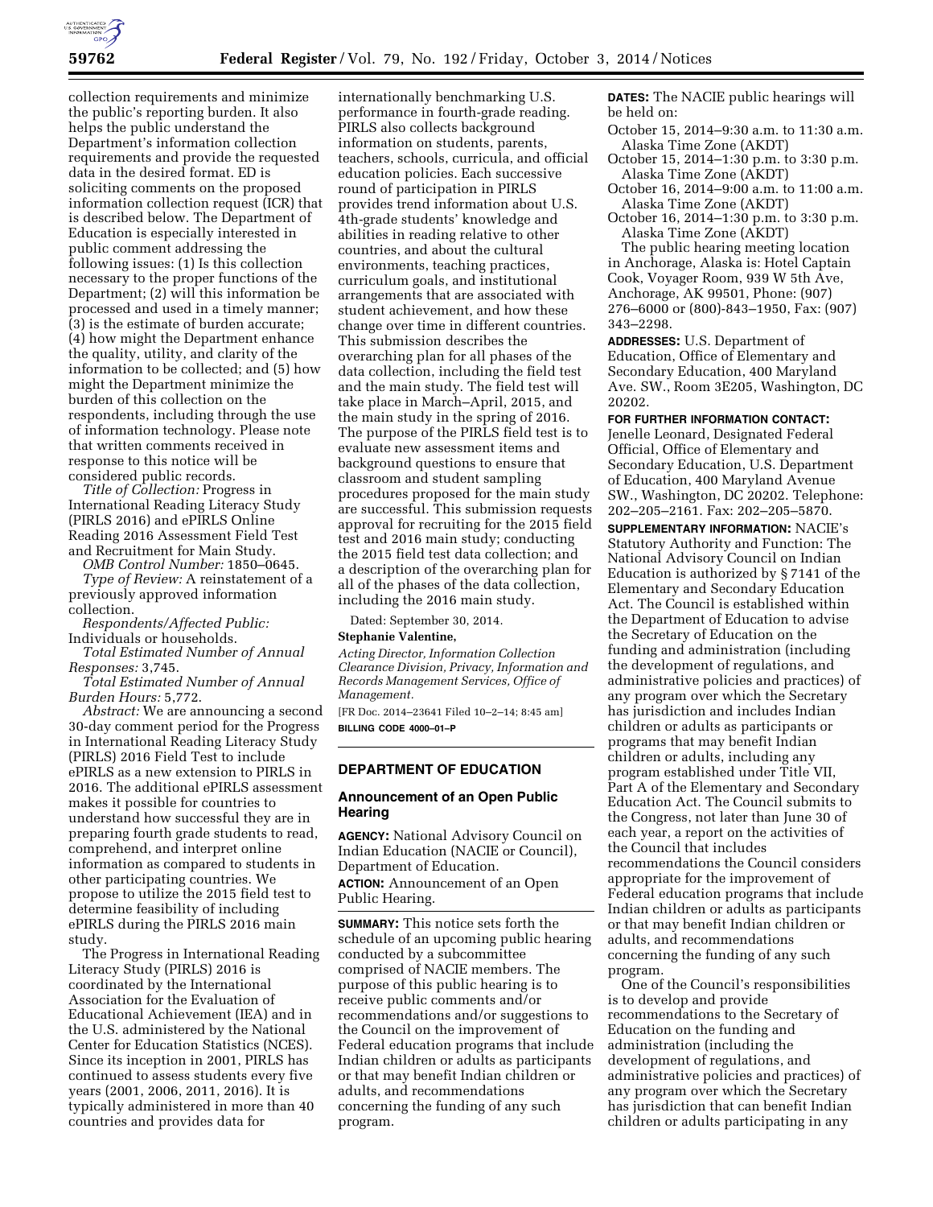collection requirements and minimize the public's reporting burden. It also helps the public understand the Department's information collection requirements and provide the requested data in the desired format. ED is soliciting comments on the proposed information collection request (ICR) that is described below. The Department of Education is especially interested in public comment addressing the following issues: (1) Is this collection necessary to the proper functions of the Department; (2) will this information be processed and used in a timely manner; (3) is the estimate of burden accurate; (4) how might the Department enhance the quality, utility, and clarity of the information to be collected; and (5) how might the Department minimize the burden of this collection on the respondents, including through the use of information technology. Please note that written comments received in response to this notice will be considered public records.

*Title of Collection:* Progress in International Reading Literacy Study (PIRLS 2016) and ePIRLS Online Reading 2016 Assessment Field Test and Recruitment for Main Study.

*OMB Control Number:* 1850–0645.

*Type of Review:* A reinstatement of a previously approved information collection.

*Respondents/Affected Public:* Individuals or households.

*Total Estimated Number of Annual Responses:* 3,745.

*Total Estimated Number of Annual Burden Hours:* 5,772.

*Abstract:* We are announcing a second 30-day comment period for the Progress in International Reading Literacy Study (PIRLS) 2016 Field Test to include ePIRLS as a new extension to PIRLS in 2016. The additional ePIRLS assessment makes it possible for countries to understand how successful they are in preparing fourth grade students to read, comprehend, and interpret online information as compared to students in other participating countries. We propose to utilize the 2015 field test to determine feasibility of including ePIRLS during the PIRLS 2016 main study.

The Progress in International Reading Literacy Study (PIRLS) 2016 is coordinated by the International Association for the Evaluation of Educational Achievement (IEA) and in the U.S. administered by the National Center for Education Statistics (NCES). Since its inception in 2001, PIRLS has continued to assess students every five years (2001, 2006, 2011, 2016). It is typically administered in more than 40 countries and provides data for internationally benchmarking U.S. performance in fourth-grade reading. PIRLS also collects background information on students, parents, teachers, schools, curricula, and official education policies. Each successive round of participation in PIRLS provides trend information about U.S. 4th-grade students' knowledge and abilities in reading relative to other countries, and about the cultural environments, teaching practices, curriculum goals, and institutional arrangements that are associated with student achievement, and how these change over time in different countries. This submission describes the overarching plan for all phases of the data collection, including the field test and the main study. The field test will take place in March–April, 2015, and the main study in the spring of 2016. The purpose of the PIRLS field test is to evaluate new assessment items and background questions to ensure that classroom and student sampling procedures proposed for the main study are successful. This submission requests approval for recruiting for the 2015 field test and 2016 main study; conducting the 2015 field test data collection; and a description of the overarching plan for all of the phases of the data collection, including the 2016 main study.

Dated: September 30, 2014.

**Stephanie Valentine,**

*Acting Director, Information Collection Clearance Division, Privacy, Information and Records Management Services, Office of Management.*

[FR Doc. 2014–23641 Filed 10–2–14; 8:45 am]

**BILLING CODE 4000–01–P**

## DEPARTMENT OF EDUCATION

### Announcement of an Open Public Hearing

**AGENCY:** National Advisory Council on Indian Education (NACIE or Council), Department of Education.

**ACTION:** Announcement of an Open Public Hearing.

**SUMMARY:** This notice sets forth the schedule of an upcoming public hearing conducted by a subcommittee comprised of NACIE members. The purpose of this public hearing is to receive public comments and/or recommendations and/or suggestions to the Council on the improvement of Federal education programs that include Indian children or adults as participants or that may benefit Indian children or adults, and recommendations concerning the funding of any such program.

**DATES:** The NACIE public hearings will be held on:

October 15, 2014–9:30 a.m. to 11:30 a.m. Alaska Time Zone (AKDT)
October 15, 2014–1:30 p.m. to 3:30 p.m. Alaska Time Zone (AKDT)
October 16, 2014–9:00 a.m. to 11:00 a.m. Alaska Time Zone (AKDT)
October 16, 2014–1:30 p.m. to 3:30 p.m. Alaska Time Zone (AKDT)

The public hearing meeting location in Anchorage, Alaska is: Hotel Captain Cook, Voyager Room, 939 W 5th Ave, Anchorage, AK 99501, Phone: (907) 276–6000 or (800)-843–1950, Fax: (907) 343–2298.

**ADDRESSES:** U.S. Department of Education, Office of Elementary and Secondary Education, 400 Maryland Ave. SW., Room 3E205, Washington, DC 20202.

**FOR FURTHER INFORMATION CONTACT:** Jenelle Leonard, Designated Federal Official, Office of Elementary and Secondary Education, U.S. Department of Education, 400 Maryland Avenue SW., Washington, DC 20202. Telephone: 202–205–2161. Fax: 202–205–5870.

**SUPPLEMENTARY INFORMATION:** NACIE's Statutory Authority and Function: The National Advisory Council on Indian Education is authorized by § 7141 of the Elementary and Secondary Education Act. The Council is established within the Department of Education to advise the Secretary of Education on the funding and administration (including the development of regulations, and administrative policies and practices) of any program over which the Secretary has jurisdiction and includes Indian children or adults as participants or programs that may benefit Indian children or adults, including any program established under Title VII, Part A of the Elementary and Secondary Education Act. The Council submits to the Congress, not later than June 30 of each year, a report on the activities of the Council that includes recommendations the Council considers appropriate for the improvement of Federal education programs that include Indian children or adults as participants or that may benefit Indian children or adults, and recommendations concerning the funding of any such program.

One of the Council's responsibilities is to develop and provide recommendations to the Secretary of Education on the funding and administration (including the development of regulations, and administrative policies and practices) of any program over which the Secretary has jurisdiction that can benefit Indian children or adults participating in any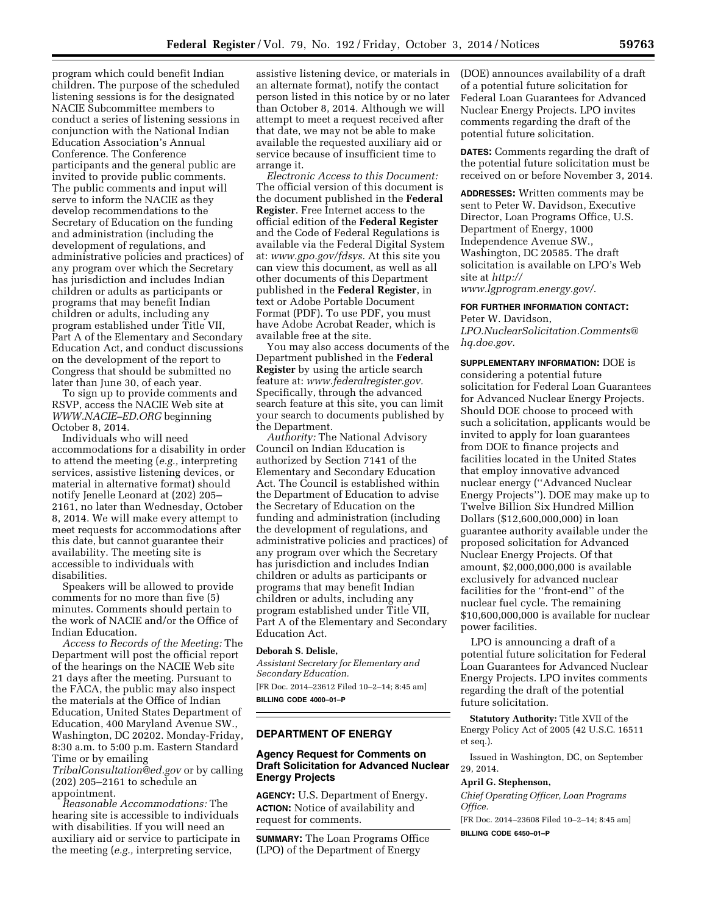program which could benefit Indian children. The purpose of the scheduled listening sessions is for the designated NACIE Subcommittee members to conduct a series of listening sessions in conjunction with the National Indian Education Association's Annual Conference. The Conference participants and the general public are invited to provide public comments. The public comments and input will serve to inform the NACIE as they develop recommendations to the Secretary of Education on the funding and administration (including the development of regulations, and administrative policies and practices) of any program over which the Secretary has jurisdiction and includes Indian children or adults as participants or programs that may benefit Indian children or adults, including any program established under Title VII, Part A of the Elementary and Secondary Education Act, and conduct discussions on the development of the report to Congress that should be submitted no later than June 30, of each year.

To sign up to provide comments and RSVP, access the NACIE Web site at *WWW.NACIE–ED.ORG* beginning October 8, 2014.

Individuals who will need accommodations for a disability in order to attend the meeting (*e.g.,* interpreting services, assistive listening devices, or material in alternative format) should notify Jenelle Leonard at (202) 205–2161, no later than Wednesday, October 8, 2014. We will make every attempt to meet requests for accommodations after this date, but cannot guarantee their availability. The meeting site is accessible to individuals with disabilities.

Speakers will be allowed to provide comments for no more than five (5) minutes. Comments should pertain to the work of NACIE and/or the Office of Indian Education.

*Access to Records of the Meeting:* The Department will post the official report of the hearings on the NACIE Web site 21 days after the meeting. Pursuant to the FACA, the public may also inspect the materials at the Office of Indian Education, United States Department of Education, 400 Maryland Avenue SW., Washington, DC 20202. Monday-Friday, 8:30 a.m. to 5:00 p.m. Eastern Standard Time or by emailing *TribalConsultation@ed.gov* or by calling (202) 205–2161 to schedule an appointment.

*Reasonable Accommodations:* The hearing site is accessible to individuals with disabilities. If you will need an auxiliary aid or service to participate in the meeting (*e.g.,* interpreting service, assistive listening device, or materials in an alternate format), notify the contact person listed in this notice by or no later than October 8, 2014. Although we will attempt to meet a request received after that date, we may not be able to make available the requested auxiliary aid or service because of insufficient time to arrange it.

*Electronic Access to this Document:* The official version of this document is the document published in the **Federal Register**. Free Internet access to the official edition of the **Federal Register** and the Code of Federal Regulations is available via the Federal Digital System at: *www.gpo.gov/fdsys.* At this site you can view this document, as well as all other documents of this Department published in the **Federal Register**, in text or Adobe Portable Document Format (PDF). To use PDF, you must have Adobe Acrobat Reader, which is available free at the site.

You may also access documents of the Department published in the **Federal Register** by using the article search feature at: *www.federalregister.gov.* Specifically, through the advanced search feature at this site, you can limit your search to documents published by the Department.

*Authority:* The National Advisory Council on Indian Education is authorized by Section 7141 of the Elementary and Secondary Education Act. The Council is established within the Department of Education to advise the Secretary of Education on the funding and administration (including the development of regulations, and administrative policies and practices) of any program over which the Secretary has jurisdiction and includes Indian children or adults as participants or programs that may benefit Indian children or adults, including any program established under Title VII, Part A of the Elementary and Secondary Education Act.

**Deborah S. Delisle,**

*Assistant Secretary for Elementary and Secondary Education.*

[FR Doc. 2014–23612 Filed 10–2–14; 8:45 am]

**BILLING CODE 4000–01–P**

## DEPARTMENT OF ENERGY

### Agency Request for Comments on Draft Solicitation for Advanced Nuclear Energy Projects

**AGENCY:** U.S. Department of Energy.

**ACTION:** Notice of availability and request for comments.

**SUMMARY:** The Loan Programs Office (LPO) of the Department of Energy (DOE) announces availability of a draft of a potential future solicitation for Federal Loan Guarantees for Advanced Nuclear Energy Projects. LPO invites comments regarding the draft of the potential future solicitation.

**DATES:** Comments regarding the draft of the potential future solicitation must be received on or before November 3, 2014.

**ADDRESSES:** Written comments may be sent to Peter W. Davidson, Executive Director, Loan Programs Office, U.S. Department of Energy, 1000 Independence Avenue SW., Washington, DC 20585. The draft solicitation is available on LPO's Web site at *http://www.lgprogram.energy.gov/.*

**FOR FURTHER INFORMATION CONTACT:** Peter W. Davidson, *LPO.NuclearSolicitation.Comments@hq.doe.gov.*

**SUPPLEMENTARY INFORMATION:** DOE is considering a potential future solicitation for Federal Loan Guarantees for Advanced Nuclear Energy Projects. Should DOE choose to proceed with such a solicitation, applicants would be invited to apply for loan guarantees from DOE to finance projects and facilities located in the United States that employ innovative advanced nuclear energy (''Advanced Nuclear Energy Projects''). DOE may make up to Twelve Billion Six Hundred Million Dollars ($12,600,000,000) in loan guarantee authority available under the proposed solicitation for Advanced Nuclear Energy Projects. Of that amount, $2,000,000,000 is available exclusively for advanced nuclear facilities for the ''front-end'' of the nuclear fuel cycle. The remaining $10,600,000,000 is available for nuclear power facilities.

LPO is announcing a draft of a potential future solicitation for Federal Loan Guarantees for Advanced Nuclear Energy Projects. LPO invites comments regarding the draft of the potential future solicitation.

**Statutory Authority:** Title XVII of the Energy Policy Act of 2005 (42 U.S.C. 16511 et seq.).

Issued in Washington, DC, on September 29, 2014.

**April G. Stephenson,**

*Chief Operating Officer, Loan Programs Office.*

[FR Doc. 2014–23608 Filed 10–2–14; 8:45 am]

**BILLING CODE 6450–01–P**